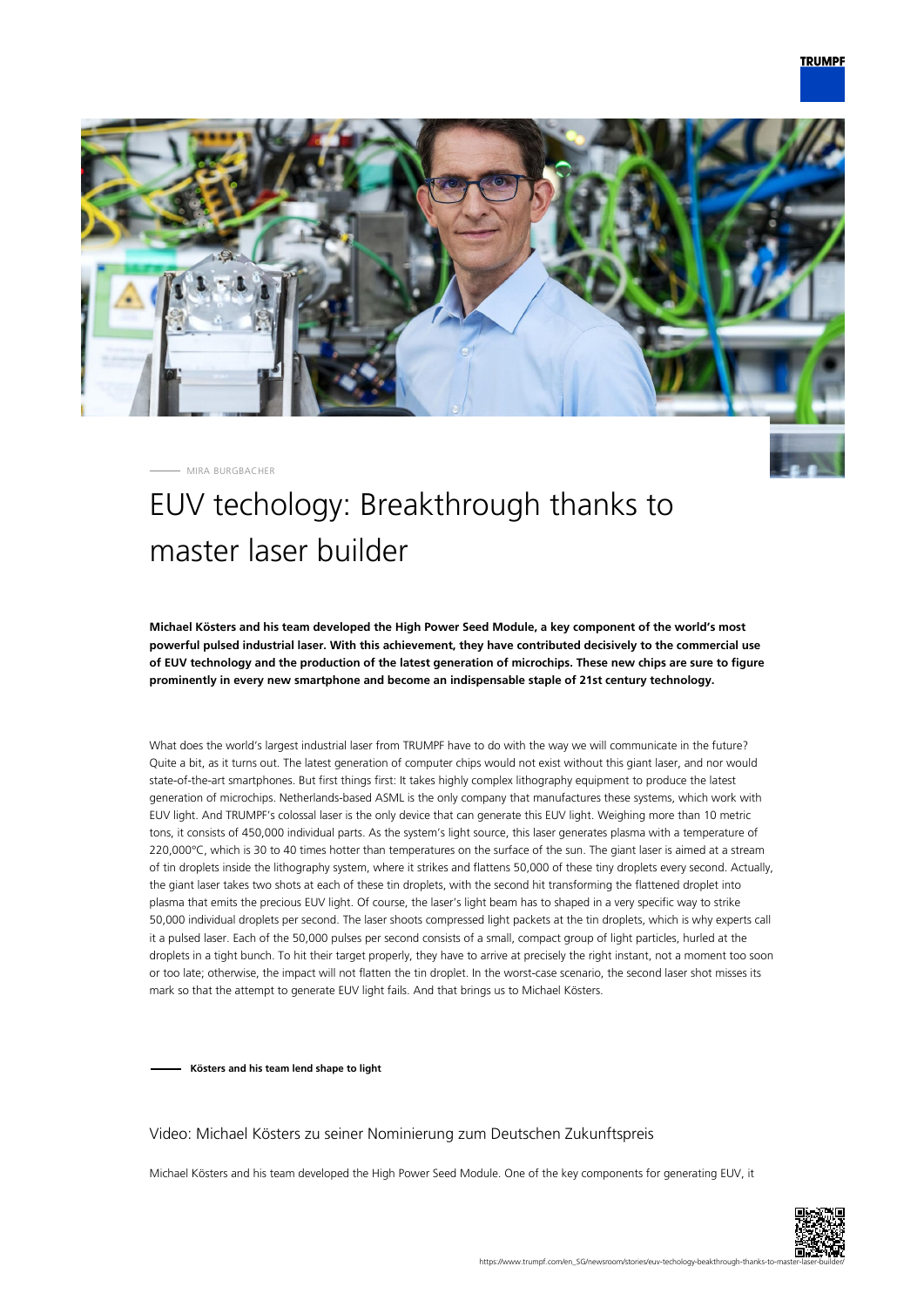MIRA BURGBACHER

# EUV techology: Breakthrough thanks to master laser builder

**Michael Kösters and his team developed the High Power Seed Module, a key component of the world's most powerful pulsed industrial laser. With this achievement, they have contributed decisively to the commercial use of EUV technology and the production of the latest generation of microchips. These new chips are sure to figure prominently in every new smartphone and become an indispensable staple of 21st century technology.**

What does the world's largest industrial laser from TRUMPF have to do with the way we will communicate in the future? Quite a bit, as it turns out. The latest generation of computer chips would not exist without this giant laser, and nor would state-of-the-art smartphones. But first things first: It takes highly complex lithography equipment to produce the latest generation of microchips. Netherlands-based ASML is the only company that manufactures these systems, which work with EUV light. And TRUMPF's colossal laser is the only device that can generate this EUV light. Weighing more than 10 metric tons, it consists of 450,000 individual parts. As the system's light source, this laser generates plasma with a temperature of 220,000°C, which is 30 to 40 times hotter than temperatures on the surface of the sun. The giant laser is aimed at a stream of tin droplets inside the lithography system, where it strikes and flattens 50,000 of these tiny droplets every second. Actually, the giant laser takes two shots at each of these tin droplets, with the second hit transforming the flattened droplet into plasma that emits the precious EUV light. Of course, the laser's light beam has to shaped in a very specific way to strike 50,000 individual droplets per second. The laser shoots compressed light packets at the tin droplets, which is why experts call it a pulsed laser. Each of the 50,000 pulses per second consists of a small, compact group of light particles, hurled at the droplets in a tight bunch. To hit their target properly, they have to arrive at precisely the right instant, not a moment too soon or too late; otherwise, the impact will not flatten the tin droplet. In the worst-case scenario, the second laser shot misses its mark so that the attempt to generate EUV light fails. And that brings us to Michael Kösters.

**Kösters and his team lend shape to light**

### Video: Michael Kösters zu seiner Nominierung zum Deutschen Zukunftspreis

Michael Kösters and his team developed the High Power Seed Module. One of the key components for generating EUV, it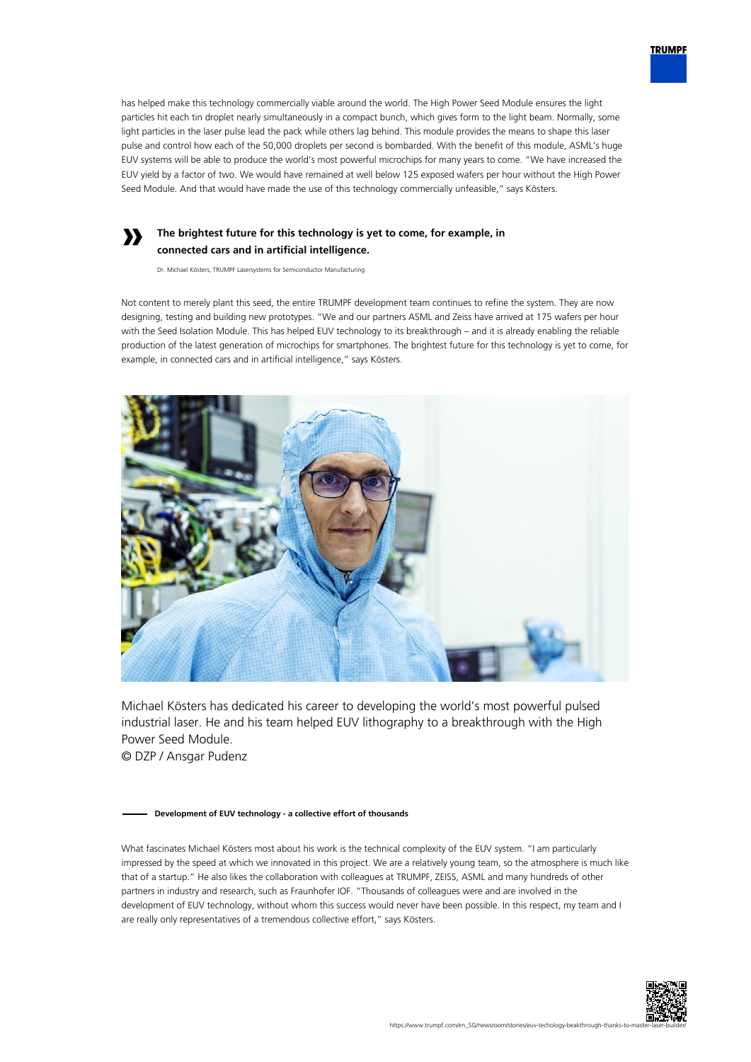has helped make this technology commercially viable around the world. The High Power Seed Module ensures the light particles hit each tin droplet nearly simultaneously in a compact bunch, which gives form to the light beam. Normally, some light particles in the laser pulse lead the pack while others lag behind. This module provides the means to shape this laser pulse and control how each of the 50,000 droplets per second is bombarded. With the benefit of this module, ASML's huge EUV systems will be able to produce the world's most powerful microchips for many years to come. "We have increased the EUV yield by a factor of two. We would have remained at well below 125 exposed wafers per hour without the High Power Seed Module. And that would have made the use of this technology commercially unfeasible," says Kösters.

> **The brightest future for this technology is yet to come, for example, in connected cars and in artificial intelligence.**
>
> Dr. Michael Kösters, TRUMPF Lasersystems for Semiconductor Manufacturing

Not content to merely plant this seed, the entire TRUMPF development team continues to refine the system. They are now designing, testing and building new prototypes. "We and our partners ASML and Zeiss have arrived at 175 wafers per hour with the Seed Isolation Module. This has helped EUV technology to its breakthrough – and it is already enabling the reliable production of the latest generation of microchips for smartphones. The brightest future for this technology is yet to come, for example, in connected cars and in artificial intelligence," says Kösters.

Michael Kösters has dedicated his career to developing the world's most powerful pulsed industrial laser. He and his team helped EUV lithography to a breakthrough with the High Power Seed Module.
© DZP / Ansgar Pudenz

## Development of EUV technology - a collective effort of thousands

What fascinates Michael Kösters most about his work is the technical complexity of the EUV system. "I am particularly impressed by the speed at which we innovated in this project. We are a relatively young team, so the atmosphere is much like that of a startup." He also likes the collaboration with colleagues at TRUMPF, ZEISS, ASML and many hundreds of other partners in industry and research, such as Fraunhofer IOF. "Thousands of colleagues were and are involved in the development of EUV technology, without whom this success would never have been possible. In this respect, my team and I are really only representatives of a tremendous collective effort," says Kösters.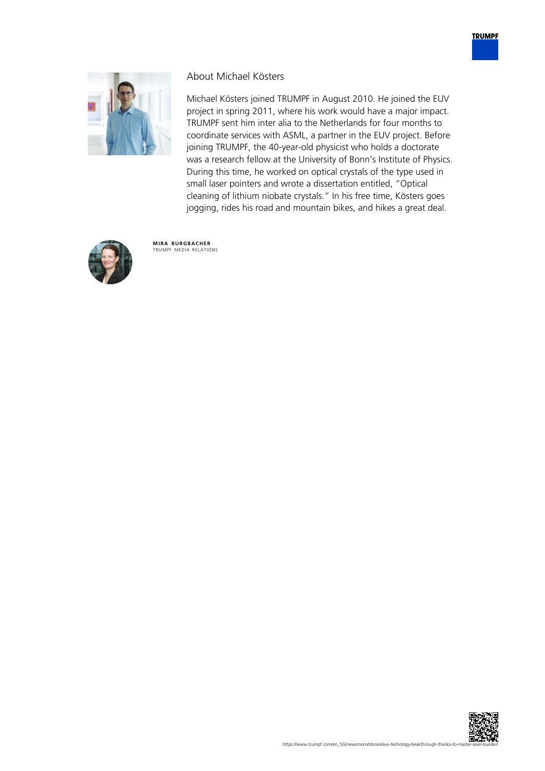## About Michael Kösters

Michael Kösters joined TRUMPF in August 2010. He joined the EUV project in spring 2011, where his work would have a major impact. TRUMPF sent him inter alia to the Netherlands for four months to coordinate services with ASML, a partner in the EUV project. Before joining TRUMPF, the 40-year-old physicist who holds a doctorate was a research fellow at the University of Bonn's Institute of Physics. During this time, he worked on optical crystals of the type used in small laser pointers and wrote a dissertation entitled, "Optical cleaning of lithium niobate crystals." In his free time, Kösters goes jogging, rides his road and mountain bikes, and hikes a great deal.

**MIRA BURGBACHER**
TRUMPF MEDIA RELATIONS